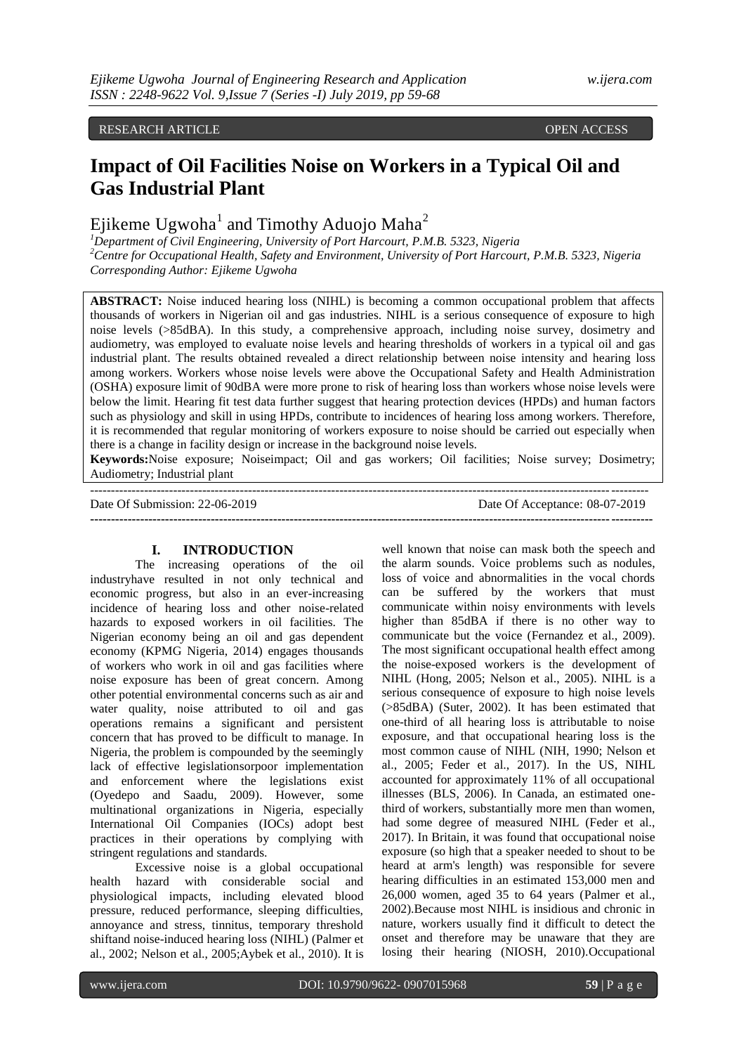RESEARCH ARTICLE OPEN ACCESS

# Impact of Oil Facilities Noise on Workers in a Typical Oil and Gas Industrial Plant

Ejikeme Ugwoha[1] and Timothy Aduojo Maha[2]

[1]*Department of Civil Engineering, University of Port Harcourt, P.M.B. 5323, Nigeria*
[2]*Centre for Occupational Health, Safety and Environment, University of Port Harcourt, P.M.B. 5323, Nigeria*
*Corresponding Author: Ejikeme Ugwoha*

**ABSTRACT:** Noise induced hearing loss (NIHL) is becoming a common occupational problem that affects thousands of workers in Nigerian oil and gas industries. NIHL is a serious consequence of exposure to high noise levels (>85dBA). In this study, a comprehensive approach, including noise survey, dosimetry and audiometry, was employed to evaluate noise levels and hearing thresholds of workers in a typical oil and gas industrial plant. The results obtained revealed a direct relationship between noise intensity and hearing loss among workers. Workers whose noise levels were above the Occupational Safety and Health Administration (OSHA) exposure limit of 90dBA were more prone to risk of hearing loss than workers whose noise levels were below the limit. Hearing fit test data further suggest that hearing protection devices (HPDs) and human factors such as physiology and skill in using HPDs, contribute to incidences of hearing loss among workers. Therefore, it is recommended that regular monitoring of workers exposure to noise should be carried out especially when there is a change in facility design or increase in the background noise levels.

**Keywords:**Noise exposure; Noiseimpact; Oil and gas workers; Oil facilities; Noise survey; Dosimetry; Audiometry; Industrial plant

---

Date Of Submission: 22-06-2019 Date Of Acceptance: 08-07-2019

---

## I. INTRODUCTION

The increasing operations of the oil industryhave resulted in not only technical and economic progress, but also in an ever-increasing incidence of hearing loss and other noise-related hazards to exposed workers in oil facilities. The Nigerian economy being an oil and gas dependent economy (KPMG Nigeria, 2014) engages thousands of workers who work in oil and gas facilities where noise exposure has been of great concern. Among other potential environmental concerns such as air and water quality, noise attributed to oil and gas operations remains a significant and persistent concern that has proved to be difficult to manage. In Nigeria, the problem is compounded by the seemingly lack of effective legislationsorpoor implementation and enforcement where the legislations exist (Oyedepo and Saadu, 2009). However, some multinational organizations in Nigeria, especially International Oil Companies (IOCs) adopt best practices in their operations by complying with stringent regulations and standards.

Excessive noise is a global occupational health hazard with considerable social and physiological impacts, including elevated blood pressure, reduced performance, sleeping difficulties, annoyance and stress, tinnitus, temporary threshold shiftand noise-induced hearing loss (NIHL) (Palmer et al., 2002; Nelson et al., 2005;Aybek et al., 2010). It is well known that noise can mask both the speech and the alarm sounds. Voice problems such as nodules, loss of voice and abnormalities in the vocal chords can be suffered by the workers that must communicate within noisy environments with levels higher than 85dBA if there is no other way to communicate but the voice (Fernandez et al., 2009). The most significant occupational health effect among the noise-exposed workers is the development of NIHL (Hong, 2005; Nelson et al., 2005). NIHL is a serious consequence of exposure to high noise levels (>85dBA) (Suter, 2002). It has been estimated that one-third of all hearing loss is attributable to noise exposure, and that occupational hearing loss is the most common cause of NIHL (NIH, 1990; Nelson et al., 2005; Feder et al., 2017). In the US, NIHL accounted for approximately 11% of all occupational illnesses (BLS, 2006). In Canada, an estimated one-third of workers, substantially more men than women, had some degree of measured NIHL (Feder et al., 2017). In Britain, it was found that occupational noise exposure (so high that a speaker needed to shout to be heard at arm's length) was responsible for severe hearing difficulties in an estimated 153,000 men and 26,000 women, aged 35 to 64 years (Palmer et al., 2002).Because most NIHL is insidious and chronic in nature, workers usually find it difficult to detect the onset and therefore may be unaware that they are losing their hearing (NIOSH, 2010).Occupational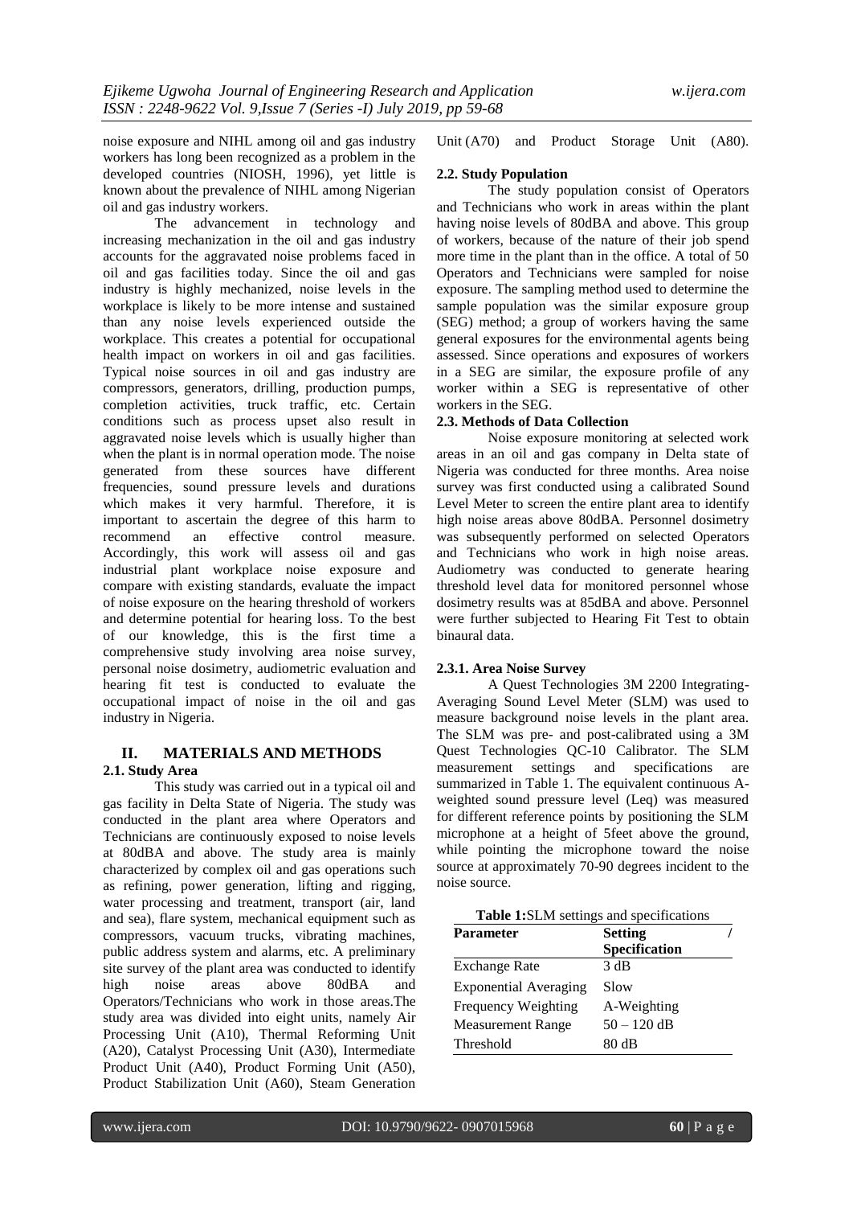noise exposure and NIHL among oil and gas industry workers has long been recognized as a problem in the developed countries (NIOSH, 1996), yet little is known about the prevalence of NIHL among Nigerian oil and gas industry workers.

The advancement in technology and increasing mechanization in the oil and gas industry accounts for the aggravated noise problems faced in oil and gas facilities today. Since the oil and gas industry is highly mechanized, noise levels in the workplace is likely to be more intense and sustained than any noise levels experienced outside the workplace. This creates a potential for occupational health impact on workers in oil and gas facilities. Typical noise sources in oil and gas industry are compressors, generators, drilling, production pumps, completion activities, truck traffic, etc. Certain conditions such as process upset also result in aggravated noise levels which is usually higher than when the plant is in normal operation mode. The noise generated from these sources have different frequencies, sound pressure levels and durations which makes it very harmful. Therefore, it is important to ascertain the degree of this harm to recommend an effective control measure. Accordingly, this work will assess oil and gas industrial plant workplace noise exposure and compare with existing standards, evaluate the impact of noise exposure on the hearing threshold of workers and determine potential for hearing loss. To the best of our knowledge, this is the first time a comprehensive study involving area noise survey, personal noise dosimetry, audiometric evaluation and hearing fit test is conducted to evaluate the occupational impact of noise in the oil and gas industry in Nigeria.

## II. MATERIALS AND METHODS

### 2.1. Study Area

This study was carried out in a typical oil and gas facility in Delta State of Nigeria. The study was conducted in the plant area where Operators and Technicians are continuously exposed to noise levels at 80dBA and above. The study area is mainly characterized by complex oil and gas operations such as refining, power generation, lifting and rigging, water processing and treatment, transport (air, land and sea), flare system, mechanical equipment such as compressors, vacuum trucks, vibrating machines, public address system and alarms, etc. A preliminary site survey of the plant area was conducted to identify high noise areas above 80dBA and Operators/Technicians who work in those areas.The study area was divided into eight units, namely Air Processing Unit (A10), Thermal Reforming Unit (A20), Catalyst Processing Unit (A30), Intermediate Product Unit (A40), Product Forming Unit (A50), Product Stabilization Unit (A60), Steam Generation Unit (A70) and Product Storage Unit (A80).

### 2.2. Study Population

The study population consist of Operators and Technicians who work in areas within the plant having noise levels of 80dBA and above. This group of workers, because of the nature of their job spend more time in the plant than in the office. A total of 50 Operators and Technicians were sampled for noise exposure. The sampling method used to determine the sample population was the similar exposure group (SEG) method; a group of workers having the same general exposures for the environmental agents being assessed. Since operations and exposures of workers in a SEG are similar, the exposure profile of any worker within a SEG is representative of other workers in the SEG.

### 2.3. Methods of Data Collection

Noise exposure monitoring at selected work areas in an oil and gas company in Delta state of Nigeria was conducted for three months. Area noise survey was first conducted using a calibrated Sound Level Meter to screen the entire plant area to identify high noise areas above 80dBA. Personnel dosimetry was subsequently performed on selected Operators and Technicians who work in high noise areas. Audiometry was conducted to generate hearing threshold level data for monitored personnel whose dosimetry results was at 85dBA and above. Personnel were further subjected to Hearing Fit Test to obtain binaural data.

#### 2.3.1. Area Noise Survey

A Quest Technologies 3M 2200 Integrating-Averaging Sound Level Meter (SLM) was used to measure background noise levels in the plant area. The SLM was pre- and post-calibrated using a 3M Quest Technologies QC-10 Calibrator. The SLM measurement settings and specifications are summarized in Table 1. The equivalent continuous A-weighted sound pressure level (Leq) was measured for different reference points by positioning the SLM microphone at a height of 5feet above the ground, while pointing the microphone toward the noise source at approximately 70-90 degrees incident to the noise source.

**Table 1:**SLM settings and specifications

| Parameter | Setting / Specification |
|---|---|
| Exchange Rate | 3 dB |
| Exponential Averaging | Slow |
| Frequency Weighting | A-Weighting |
| Measurement Range | 50 – 120 dB |
| Threshold | 80 dB |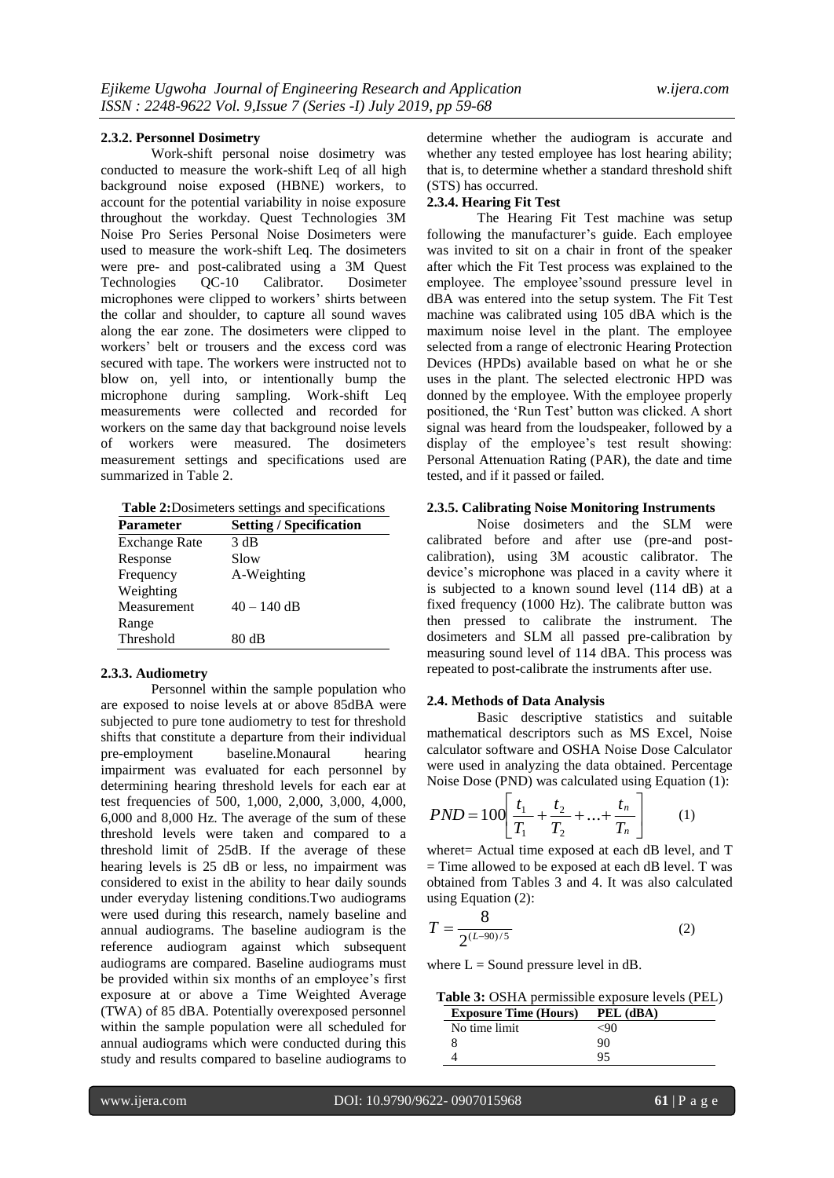#### 2.3.2. Personnel Dosimetry

Work-shift personal noise dosimetry was conducted to measure the work-shift Leq of all high background noise exposed (HBNE) workers, to account for the potential variability in noise exposure throughout the workday. Quest Technologies 3M Noise Pro Series Personal Noise Dosimeters were used to measure the work-shift Leq. The dosimeters were pre- and post-calibrated using a 3M Quest Technologies QC-10 Calibrator. Dosimeter microphones were clipped to workers' shirts between the collar and shoulder, to capture all sound waves along the ear zone. The dosimeters were clipped to workers' belt or trousers and the excess cord was secured with tape. The workers were instructed not to blow on, yell into, or intentionally bump the microphone during sampling. Work-shift Leq measurements were collected and recorded for workers on the same day that background noise levels of workers were measured. The dosimeters measurement settings and specifications used are summarized in Table 2.

**Table 2:** Dosimeters settings and specifications

| Parameter | Setting / Specification |
|---|---|
| Exchange Rate | 3 dB |
| Response | Slow |
| Frequency Weighting | A-Weighting |
| Measurement Range | 40 – 140 dB |
| Threshold | 80 dB |

#### 2.3.3. Audiometry

Personnel within the sample population who are exposed to noise levels at or above 85dBA were subjected to pure tone audiometry to test for threshold shifts that constitute a departure from their individual pre-employment baseline.Monaural hearing impairment was evaluated for each personnel by determining hearing threshold levels for each ear at test frequencies of 500, 1,000, 2,000, 3,000, 4,000, 6,000 and 8,000 Hz. The average of the sum of these threshold levels were taken and compared to a threshold limit of 25dB. If the average of these hearing levels is 25 dB or less, no impairment was considered to exist in the ability to hear daily sounds under everyday listening conditions.Two audiograms were used during this research, namely baseline and annual audiograms. The baseline audiogram is the reference audiogram against which subsequent audiograms are compared. Baseline audiograms must be provided within six months of an employee's first exposure at or above a Time Weighted Average (TWA) of 85 dBA. Potentially overexposed personnel within the sample population were all scheduled for annual audiograms which were conducted during this study and results compared to baseline audiograms to determine whether the audiogram is accurate and whether any tested employee has lost hearing ability; that is, to determine whether a standard threshold shift (STS) has occurred.

#### 2.3.4. Hearing Fit Test

The Hearing Fit Test machine was setup following the manufacturer's guide. Each employee was invited to sit on a chair in front of the speaker after which the Fit Test process was explained to the employee. The employee'ssound pressure level in dBA was entered into the setup system. The Fit Test machine was calibrated using 105 dBA which is the maximum noise level in the plant. The employee selected from a range of electronic Hearing Protection Devices (HPDs) available based on what he or she uses in the plant. The selected electronic HPD was donned by the employee. With the employee properly positioned, the 'Run Test' button was clicked. A short signal was heard from the loudspeaker, followed by a display of the employee's test result showing: Personal Attenuation Rating (PAR), the date and time tested, and if it passed or failed.

#### 2.3.5. Calibrating Noise Monitoring Instruments

Noise dosimeters and the SLM were calibrated before and after use (pre-and post-calibration), using 3M acoustic calibrator. The device's microphone was placed in a cavity where it is subjected to a known sound level (114 dB) at a fixed frequency (1000 Hz). The calibrate button was then pressed to calibrate the instrument. The dosimeters and SLM all passed pre-calibration by measuring sound level of 114 dBA. This process was repeated to post-calibrate the instruments after use.

### 2.4. Methods of Data Analysis

Basic descriptive statistics and suitable mathematical descriptors such as MS Excel, Noise calculator software and OSHA Noise Dose Calculator were used in analyzing the data obtained. Percentage Noise Dose (PND) was calculated using Equation (1):

$$PND = 100\left[\frac{t_1}{T_1} + \frac{t_2}{T_2} + \ldots + \frac{t_n}{T_n}\right] \qquad (1)$$

wheret= Actual time exposed at each dB level, and T = Time allowed to be exposed at each dB level. T was obtained from Tables 3 and 4. It was also calculated using Equation (2):

$$T = \frac{8}{2^{(L-90)/5}} \qquad (2)$$

where L = Sound pressure level in dB.

**Table 3:** OSHA permissible exposure levels (PEL)

| Exposure Time (Hours) | PEL (dBA) |
|---|---|
| No time limit | <90 |
| 8 | 90 |
| 4 | 95 |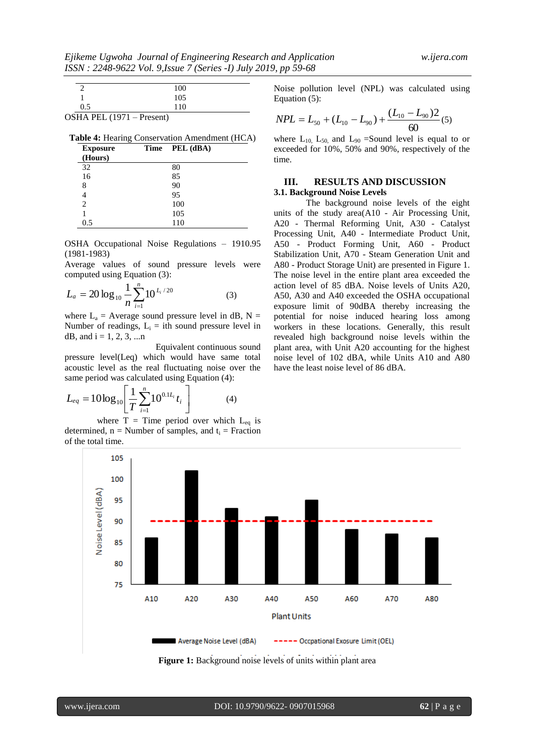| | |
|---|---|
| 2 | 100 |
| 1 | 105 |
| 0.5 | 110 |

OSHA PEL (1971 – Present)

**Table 4:** Hearing Conservation Amendment (HCA)

| Exposure Time (Hours) | PEL (dBA) |
|---|---|
| 32 | 80 |
| 16 | 85 |
| 8 | 90 |
| 4 | 95 |
| 2 | 100 |
| 1 | 105 |
| 0.5 | 110 |

OSHA Occupational Noise Regulations – 1910.95 (1981-1983)

Average values of sound pressure levels were computed using Equation (3):

$$L_a = 20\log_{10}\frac{1}{n}\sum_{i=1}^{n}10^{L_i/20} \quad (3)$$

where $L_a$ = Average sound pressure level in dB, N = Number of readings, $L_i$ = ith sound pressure level in dB, and i = 1, 2, 3, ...n

Equivalent continuous sound pressure level(Leq) which would have same total acoustic level as the real fluctuating noise over the same period was calculated using Equation (4):

$$L_{eq} = 10\log_{10}\left[\frac{1}{T}\sum_{i=1}^{n}10^{0.1L_i}t_i\right] \quad (4)$$

where T = Time period over which $L_{eq}$ is determined, n = Number of samples, and $t_i$ = Fraction of the total time.

Noise pollution level (NPL) was calculated using Equation (5):

$$NPL = L_{50} + (L_{10} - L_{90}) + \frac{(L_{10} - L_{90})2}{60} \quad (5)$$

where $L_{10}$, $L_{50}$, and $L_{90}$ =Sound level is equal to or exceeded for 10%, 50% and 90%, respectively of the time.

## III. RESULTS AND DISCUSSION

### 3.1. Background Noise Levels

The background noise levels of the eight units of the study area(A10 - Air Processing Unit, A20 - Thermal Reforming Unit, A30 - Catalyst Processing Unit, A40 - Intermediate Product Unit, A50 - Product Forming Unit, A60 - Product Stabilization Unit, A70 - Steam Generation Unit and A80 - Product Storage Unit) are presented in Figure 1. The noise level in the entire plant area exceeded the action level of 85 dBA. Noise levels of Units A20, A50, A30 and A40 exceeded the OSHA occupational exposure limit of 90dBA thereby increasing the potential for noise induced hearing loss among workers in these locations. Generally, this result revealed high background noise levels within the plant area, with Unit A20 accounting for the highest noise level of 102 dBA, while Units A10 and A80 have the least noise level of 86 dBA.

**Figure 1:** Background noise levels of units within plant area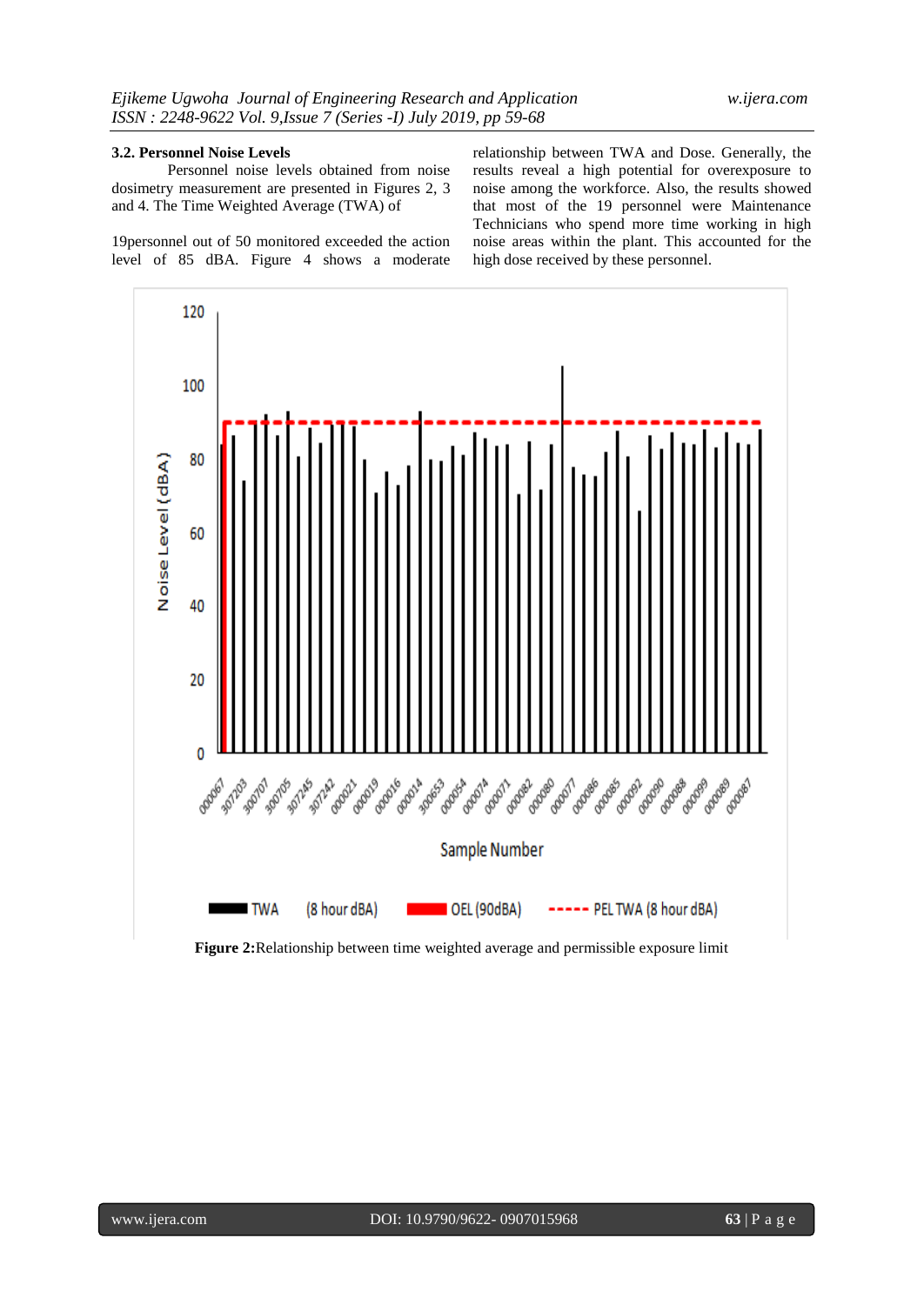### 3.2. Personnel Noise Levels

Personnel noise levels obtained from noise dosimetry measurement are presented in Figures 2, 3 and 4. The Time Weighted Average (TWA) of

19personnel out of 50 monitored exceeded the action level of 85 dBA. Figure 4 shows a moderate relationship between TWA and Dose. Generally, the results reveal a high potential for overexposure to noise among the workforce. Also, the results showed that most of the 19 personnel were Maintenance Technicians who spend more time working in high noise areas within the plant. This accounted for the high dose received by these personnel.

**Figure 2:**Relationship between time weighted average and permissible exposure limit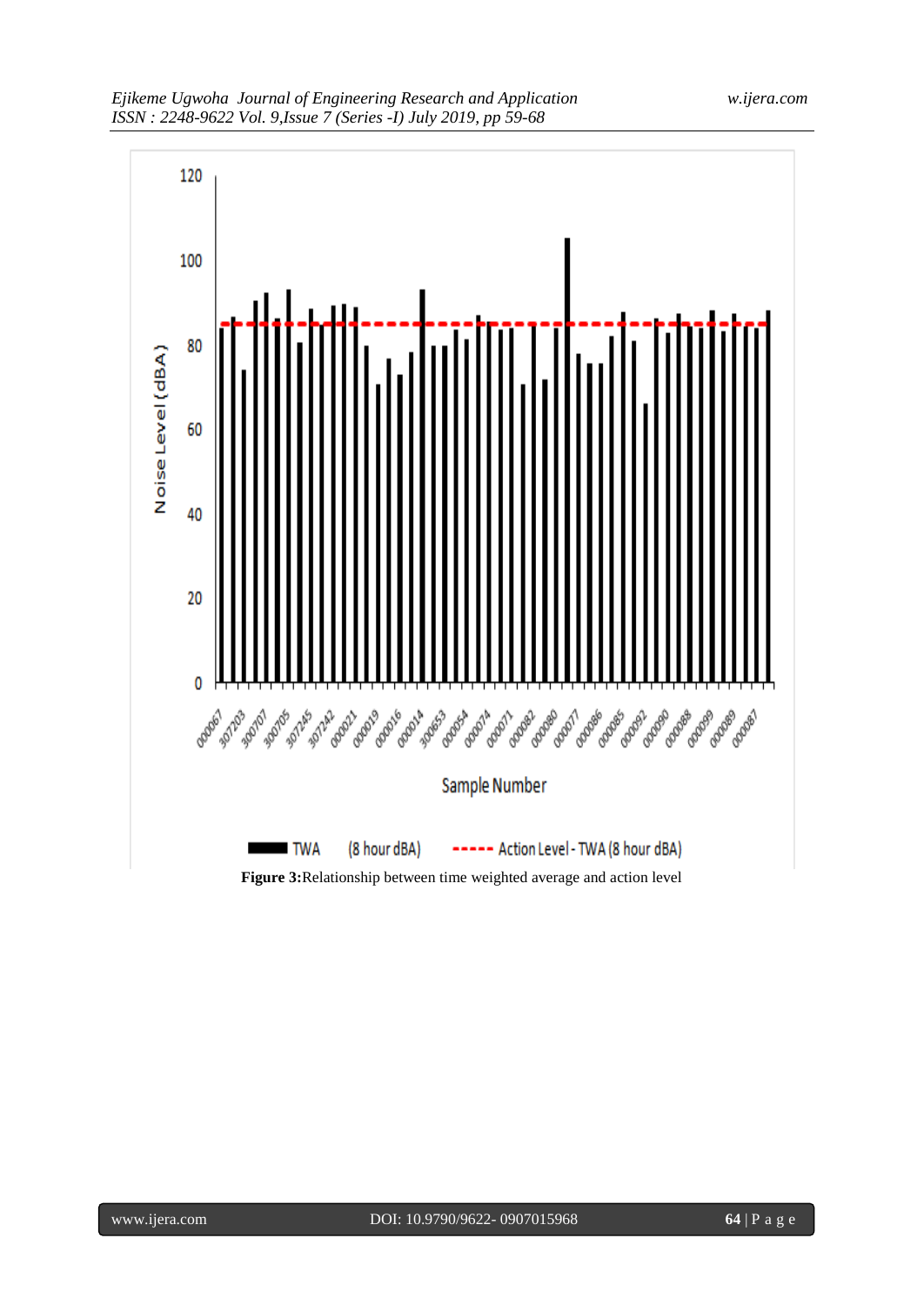**Figure 3:**Relationship between time weighted average and action level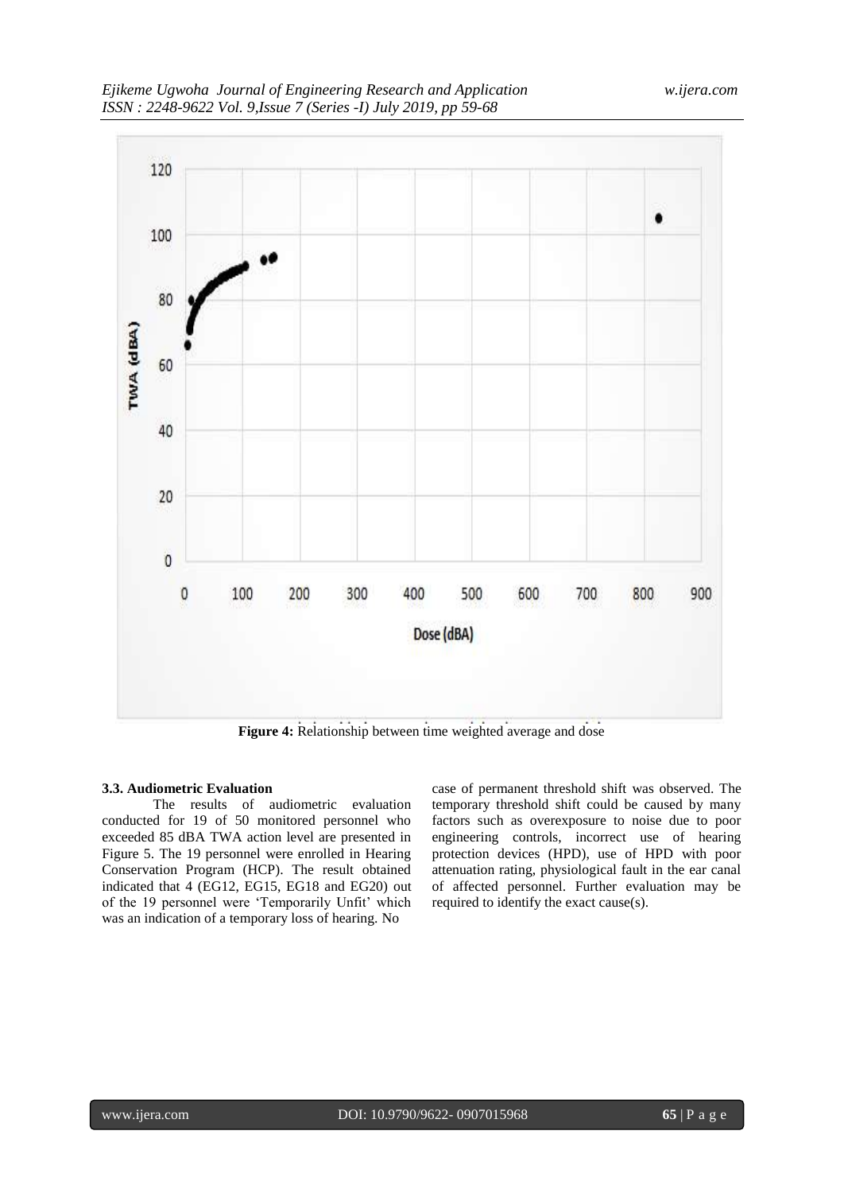**Figure 4:** Relationship between time weighted average and dose

### 3.3. Audiometric Evaluation

The results of audiometric evaluation conducted for 19 of 50 monitored personnel who exceeded 85 dBA TWA action level are presented in Figure 5. The 19 personnel were enrolled in Hearing Conservation Program (HCP). The result obtained indicated that 4 (EG12, EG15, EG18 and EG20) out of the 19 personnel were 'Temporarily Unfit' which was an indication of a temporary loss of hearing. No case of permanent threshold shift was observed. The temporary threshold shift could be caused by many factors such as overexposure to noise due to poor engineering controls, incorrect use of hearing protection devices (HPD), use of HPD with poor attenuation rating, physiological fault in the ear canal of affected personnel. Further evaluation may be required to identify the exact cause(s).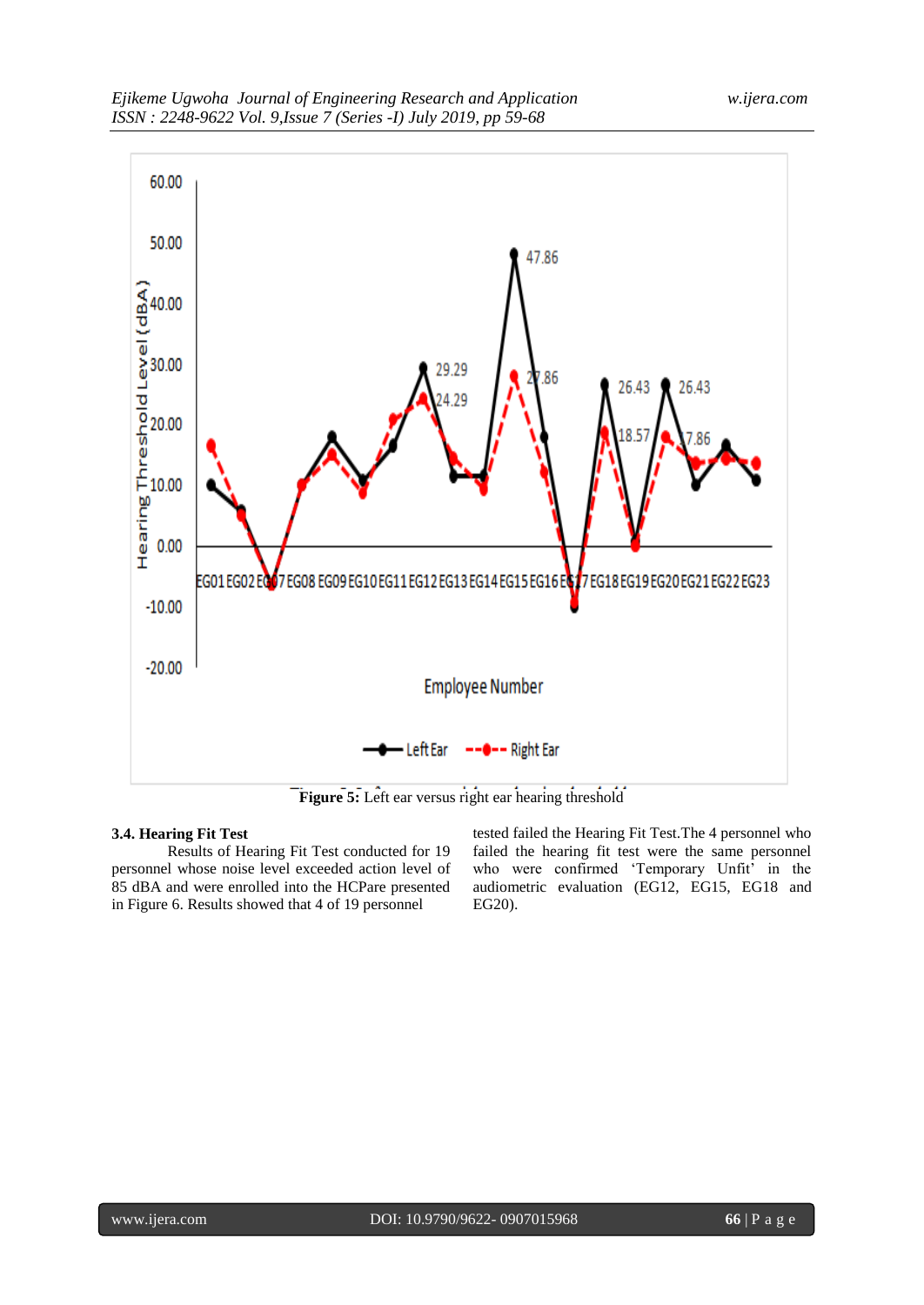**Figure 5:** Left ear versus right ear hearing threshold

### 3.4. Hearing Fit Test

Results of Hearing Fit Test conducted for 19 personnel whose noise level exceeded action level of 85 dBA and were enrolled into the HCPare presented in Figure 6. Results showed that 4 of 19 personnel tested failed the Hearing Fit Test.The 4 personnel who failed the hearing fit test were the same personnel who were confirmed 'Temporary Unfit' in the audiometric evaluation (EG12, EG15, EG18 and EG20).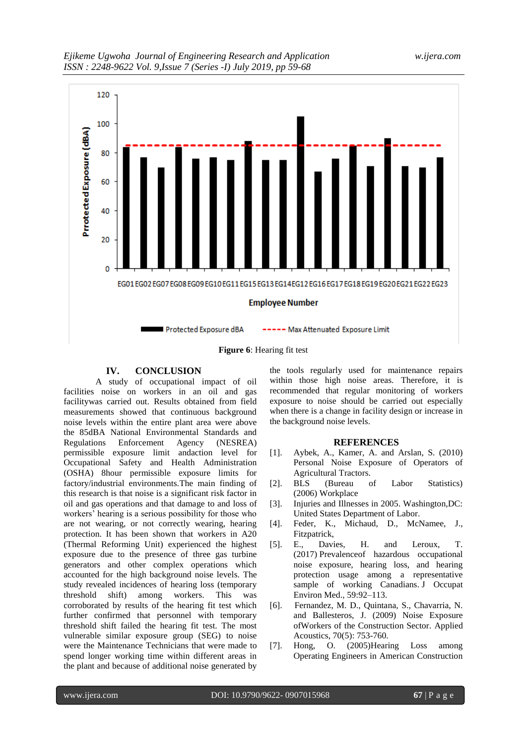Figure 6: Hearing fit test

## IV. CONCLUSION

A study of occupational impact of oil facilities noise on workers in an oil and gas facilitywas carried out. Results obtained from field measurements showed that continuous background noise levels within the entire plant area were above the 85dBA National Environmental Standards and Regulations Enforcement Agency (NESREA) permissible exposure limit andaction level for Occupational Safety and Health Administration (OSHA) 8hour permissible exposure limits for factory/industrial environments.The main finding of this research is that noise is a significant risk factor in oil and gas operations and that damage to and loss of workers' hearing is a serious possibility for those who are not wearing, or not correctly wearing, hearing protection. It has been shown that workers in A20 (Thermal Reforming Unit) experienced the highest exposure due to the presence of three gas turbine generators and other complex operations which accounted for the high background noise levels. The study revealed incidences of hearing loss (temporary threshold shift) among workers. This was corroborated by results of the hearing fit test which further confirmed that personnel with temporary threshold shift failed the hearing fit test. The most vulnerable similar exposure group (SEG) to noise were the Maintenance Technicians that were made to spend longer working time within different areas in the plant and because of additional noise generated by the tools regularly used for maintenance repairs within those high noise areas. Therefore, it is recommended that regular monitoring of workers exposure to noise should be carried out especially when there is a change in facility design or increase in the background noise levels.

## REFERENCES

[1]. Aybek, A., Kamer, and Arslan, S. (2010) Personal Noise Exposure of Operators of Agricultural Tractors.

[2]. BLS (Bureau of Labor Statistics) (2006) Workplace

[3]. Injuries and Illnesses in 2005. Washington,DC: United States Department of Labor.

[4]. Feder, K., Michaud, D., McNamee, J., Fitzpatrick,

[5]. E., Davies, H. and Leroux, T. (2017) Prevalenceof hazardous occupational noise exposure, hearing loss, and hearing protection usage among a representative sample of working Canadians. J Occupat Environ Med., 59:92–113.

[6]. Fernandez, M. D., Quintana, S., Chavarria, N. and Ballesteros, J. (2009) Noise Exposure ofWorkers of the Construction Sector. Applied Acoustics, 70(5): 753-760.

[7]. Hong, O. (2005)Hearing Loss among Operating Engineers in American Construction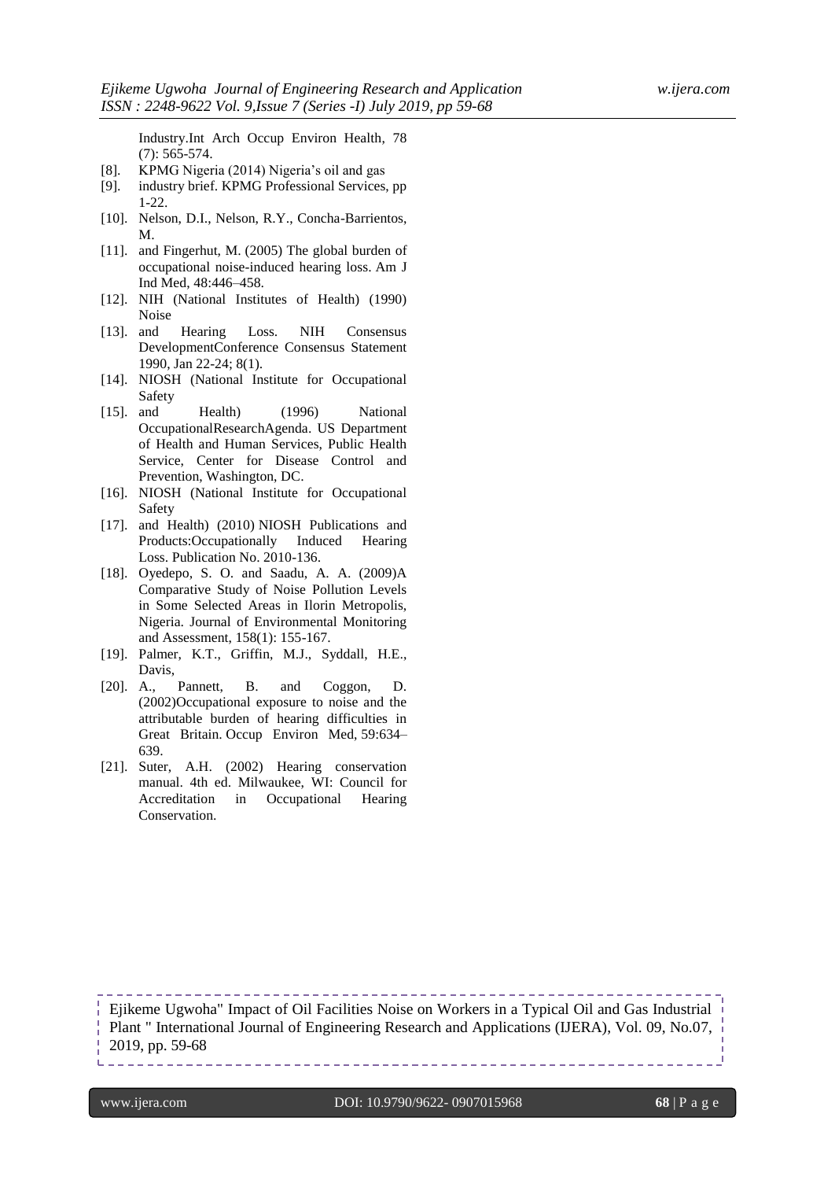Industry.Int Arch Occup Environ Health, 78 (7): 565-574.

[8]. KPMG Nigeria (2014) Nigeria's oil and gas

[9]. industry brief. KPMG Professional Services, pp 1-22.

[10]. Nelson, D.I., Nelson, R.Y., Concha-Barrientos, M.

[11]. and Fingerhut, M. (2005) The global burden of occupational noise-induced hearing loss. Am J Ind Med, 48:446–458.

[12]. NIH (National Institutes of Health) (1990) Noise

[13]. and Hearing Loss. NIH Consensus DevelopmentConference Consensus Statement 1990, Jan 22-24; 8(1).

[14]. NIOSH (National Institute for Occupational Safety

[15]. and Health) (1996) National OccupationalResearchAgenda. US Department of Health and Human Services, Public Health Service, Center for Disease Control and Prevention, Washington, DC.

[16]. NIOSH (National Institute for Occupational Safety

[17]. and Health) (2010) NIOSH Publications and Products:Occupationally Induced Hearing Loss. Publication No. 2010-136.

[18]. Oyedepo, S. O. and Saadu, A. A. (2009)A Comparative Study of Noise Pollution Levels in Some Selected Areas in Ilorin Metropolis, Nigeria. Journal of Environmental Monitoring and Assessment, 158(1): 155-167.

[19]. Palmer, K.T., Griffin, M.J., Syddall, H.E., Davis,

[20]. A., Pannett, B. and Coggon, D. (2002)Occupational exposure to noise and the attributable burden of hearing difficulties in Great Britain. Occup Environ Med, 59:634–639.

[21]. Suter, A.H. (2002) Hearing conservation manual. 4th ed. Milwaukee, WI: Council for Accreditation in Occupational Hearing Conservation.

Ejikeme Ugwoha" Impact of Oil Facilities Noise on Workers in a Typical Oil and Gas Industrial Plant " International Journal of Engineering Research and Applications (IJERA), Vol. 09, No.07, 2019, pp. 59-68